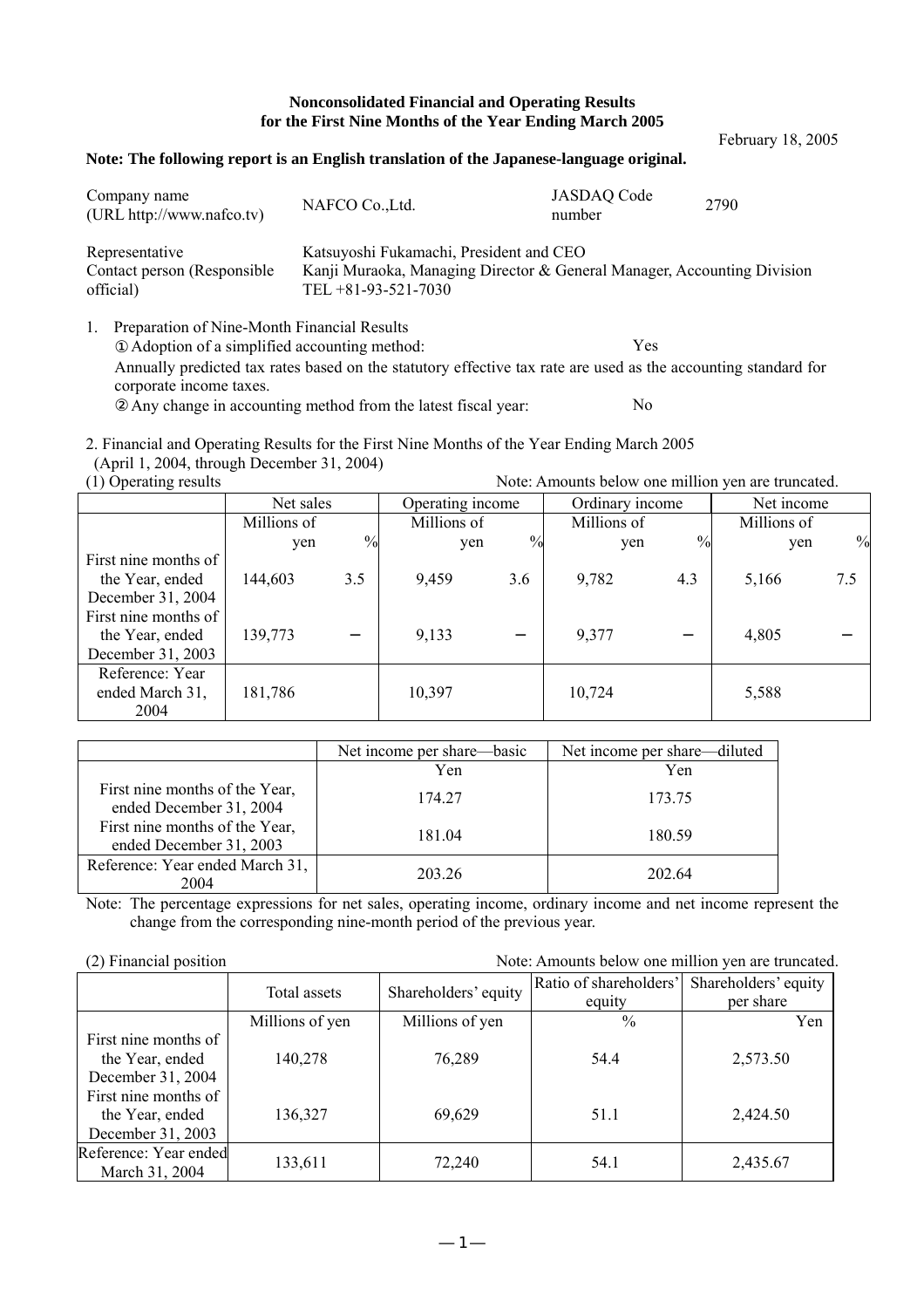**Nonconsolidated Financial and Operating Results**
**for the First Nine Months of the Year Ending March 2005**

February 18, 2005

**Note: The following report is an English translation of the Japanese-language original.**

| | | | |
|---|---|---|---|
| Company name (URL http://www.nafco.tv) | NAFCO Co.,Ltd. | JASDAQ Code number | 2790 |

Representative: Katsuyoshi Fukamachi, President and CEO
Contact person (Responsible official): Kanji Muraoka, Managing Director & General Manager, Accounting Division
TEL +81-93-521-7030

1. Preparation of Nine-Month Financial Results
   ① Adoption of a simplified accounting method: Yes
   Annually predicted tax rates based on the statutory effective tax rate are used as the accounting standard for corporate income taxes.
   ② Any change in accounting method from the latest fiscal year: No

2. Financial and Operating Results for the First Nine Months of the Year Ending March 2005
   (April 1, 2004, through December 31, 2004)

(1) Operating results

Note: Amounts below one million yen are truncated.

| | Net sales | | Operating income | | Ordinary income | | Net income | |
|---|---|---|---|---|---|---|---|---|
| | Millions of yen | % | Millions of yen | % | Millions of yen | % | Millions of yen | % |
| First nine months of the Year, ended December 31, 2004 | 144,603 | 3.5 | 9,459 | 3.6 | 9,782 | 4.3 | 5,166 | 7.5 |
| First nine months of the Year, ended December 31, 2003 | 139,773 | − | 9,133 | − | 9,377 | − | 4,805 | − |
| Reference: Year ended March 31, 2004 | 181,786 | | 10,397 | | 10,724 | | 5,588 | |

| | Net income per share—basic | Net income per share—diluted |
|---|---|---|
| | Yen | Yen |
| First nine months of the Year, ended December 31, 2004 | 174.27 | 173.75 |
| First nine months of the Year, ended December 31, 2003 | 181.04 | 180.59 |
| Reference: Year ended March 31, 2004 | 203.26 | 202.64 |

Note: The percentage expressions for net sales, operating income, ordinary income and net income represent the change from the corresponding nine-month period of the previous year.

(2) Financial position

Note: Amounts below one million yen are truncated.

| | Total assets | Shareholders' equity | Ratio of shareholders' equity | Shareholders' equity per share |
|---|---|---|---|---|
| | Millions of yen | Millions of yen | % | Yen |
| First nine months of the Year, ended December 31, 2004 | 140,278 | 76,289 | 54.4 | 2,573.50 |
| First nine months of the Year, ended December 31, 2003 | 136,327 | 69,629 | 51.1 | 2,424.50 |
| Reference: Year ended March 31, 2004 | 133,611 | 72,240 | 54.1 | 2,435.67 |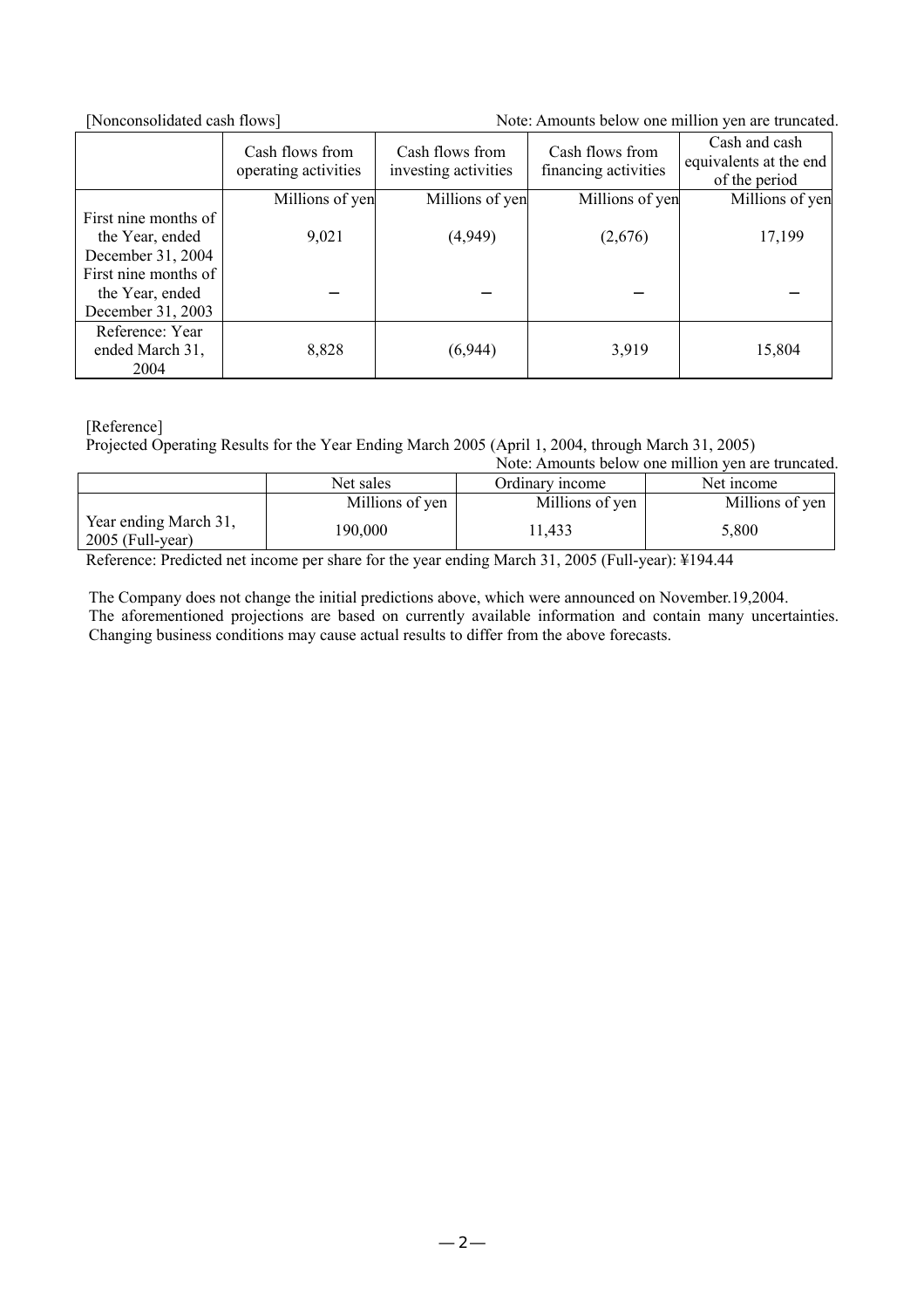[Nonconsolidated cash flows]

Note: Amounts below one million yen are truncated.

| | Cash flows from operating activities | Cash flows from investing activities | Cash flows from financing activities | Cash and cash equivalents at the end of the period |
|---|---|---|---|---|
| | Millions of yen | Millions of yen | Millions of yen | Millions of yen |
| First nine months of the Year, ended December 31, 2004 | 9,021 | (4,949) | (2,676) | 17,199 |
| First nine months of the Year, ended December 31, 2003 | – | – | – | – |
| Reference: Year ended March 31, 2004 | 8,828 | (6,944) | 3,919 | 15,804 |

[Reference]

Projected Operating Results for the Year Ending March 2005 (April 1, 2004, through March 31, 2005)

Note: Amounts below one million yen are truncated.

| | Net sales | Ordinary income | Net income |
|---|---|---|---|
| | Millions of yen | Millions of yen | Millions of yen |
| Year ending March 31, 2005 (Full-year) | 190,000 | 11,433 | 5,800 |

Reference: Predicted net income per share for the year ending March 31, 2005 (Full-year): ¥194.44

The Company does not change the initial predictions above, which were announced on November.19,2004.
The aforementioned projections are based on currently available information and contain many uncertainties. Changing business conditions may cause actual results to differ from the above forecasts.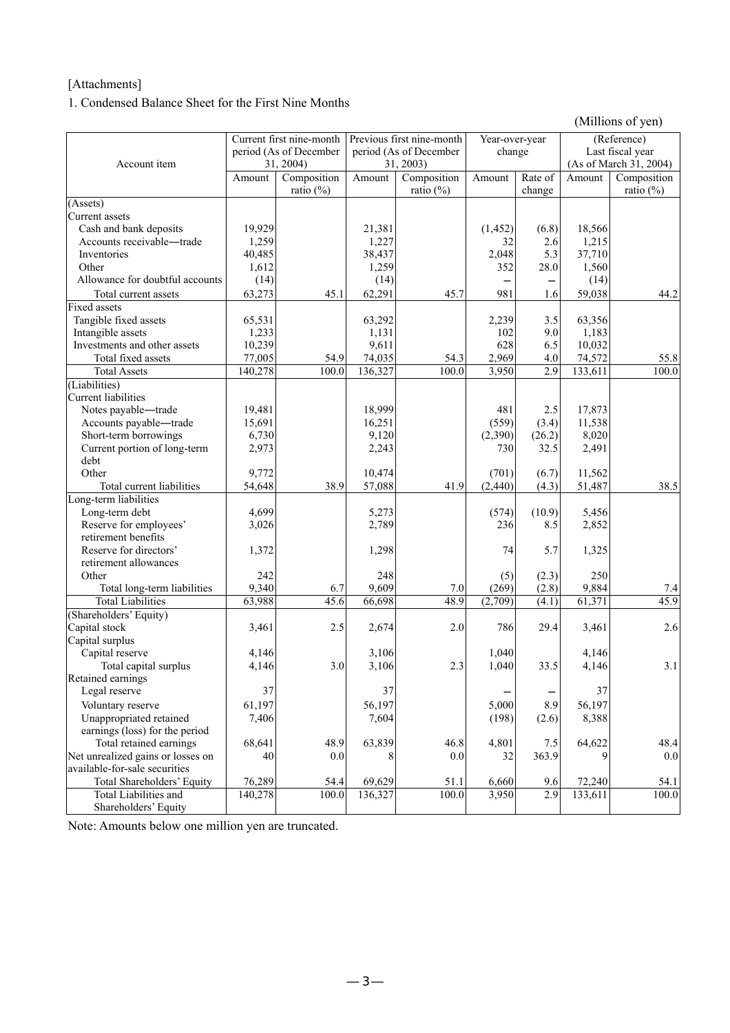[Attachments]

1. Condensed Balance Sheet for the First Nine Months

(Millions of yen)

| Account item | Current first nine-month period (As of December 31, 2004) | | Previous first nine-month period (As of December 31, 2003) | | Year-over-year change | | (Reference) Last fiscal year (As of March 31, 2004) | |
|---|---|---|---|---|---|---|---|---|
| | Amount | Composition ratio (%) | Amount | Composition ratio (%) | Amount | Rate of change | Amount | Composition ratio (%) |
| (Assets) | | | | | | | | |
| Current assets | | | | | | | | |
| Cash and bank deposits | 19,929 | | 21,381 | | (1,452) | (6.8) | 18,566 | |
| Accounts receivable—trade | 1,259 | | 1,227 | | 32 | 2.6 | 1,215 | |
| Inventories | 40,485 | | 38,437 | | 2,048 | 5.3 | 37,710 | |
| Other | 1,612 | | 1,259 | | 352 | 28.0 | 1,560 | |
| Allowance for doubtful accounts | (14) | | (14) | | – | – | (14) | |
| Total current assets | 63,273 | 45.1 | 62,291 | 45.7 | 981 | 1.6 | 59,038 | 44.2 |
| Fixed assets | | | | | | | | |
| Tangible fixed assets | 65,531 | | 63,292 | | 2,239 | 3.5 | 63,356 | |
| Intangible assets | 1,233 | | 1,131 | | 102 | 9.0 | 1,183 | |
| Investments and other assets | 10,239 | | 9,611 | | 628 | 6.5 | 10,032 | |
| Total fixed assets | 77,005 | 54.9 | 74,035 | 54.3 | 2,969 | 4.0 | 74,572 | 55.8 |
| Total Assets | 140,278 | 100.0 | 136,327 | 100.0 | 3,950 | 2.9 | 133,611 | 100.0 |
| (Liabilities) | | | | | | | | |
| Current liabilities | | | | | | | | |
| Notes payable—trade | 19,481 | | 18,999 | | 481 | 2.5 | 17,873 | |
| Accounts payable—trade | 15,691 | | 16,251 | | (559) | (3.4) | 11,538 | |
| Short-term borrowings | 6,730 | | 9,120 | | (2,390) | (26.2) | 8,020 | |
| Current portion of long-term debt | 2,973 | | 2,243 | | 730 | 32.5 | 2,491 | |
| Other | 9,772 | | 10,474 | | (701) | (6.7) | 11,562 | |
| Total current liabilities | 54,648 | 38.9 | 57,088 | 41.9 | (2,440) | (4.3) | 51,487 | 38.5 |
| Long-term liabilities | | | | | | | | |
| Long-term debt | 4,699 | | 5,273 | | (574) | (10.9) | 5,456 | |
| Reserve for employees' retirement benefits | 3,026 | | 2,789 | | 236 | 8.5 | 2,852 | |
| Reserve for directors' retirement allowances | 1,372 | | 1,298 | | 74 | 5.7 | 1,325 | |
| Other | 242 | | 248 | | (5) | (2.3) | 250 | |
| Total long-term liabilities | 9,340 | 6.7 | 9,609 | 7.0 | (269) | (2.8) | 9,884 | 7.4 |
| Total Liabilities | 63,988 | 45.6 | 66,698 | 48.9 | (2,709) | (4.1) | 61,371 | 45.9 |
| (Shareholders' Equity) | | | | | | | | |
| Capital stock | 3,461 | 2.5 | 2,674 | 2.0 | 786 | 29.4 | 3,461 | 2.6 |
| Capital surplus | | | | | | | | |
| Capital reserve | 4,146 | | 3,106 | | 1,040 | | 4,146 | |
| Total capital surplus | 4,146 | 3.0 | 3,106 | 2.3 | 1,040 | 33.5 | 4,146 | 3.1 |
| Retained earnings | | | | | | | | |
| Legal reserve | 37 | | 37 | | – | – | 37 | |
| Voluntary reserve | 61,197 | | 56,197 | | 5,000 | 8.9 | 56,197 | |
| Unappropriated retained earnings (loss) for the period | 7,406 | | 7,604 | | (198) | (2.6) | 8,388 | |
| Total retained earnings | 68,641 | 48.9 | 63,839 | 46.8 | 4,801 | 7.5 | 64,622 | 48.4 |
| Net unrealized gains or losses on available-for-sale securities | 40 | 0.0 | 8 | 0.0 | 32 | 363.9 | 9 | 0.0 |
| Total Shareholders' Equity | 76,289 | 54.4 | 69,629 | 51.1 | 6,660 | 9.6 | 72,240 | 54.1 |
| Total Liabilities and Shareholders' Equity | 140,278 | 100.0 | 136,327 | 100.0 | 3,950 | 2.9 | 133,611 | 100.0 |

Note: Amounts below one million yen are truncated.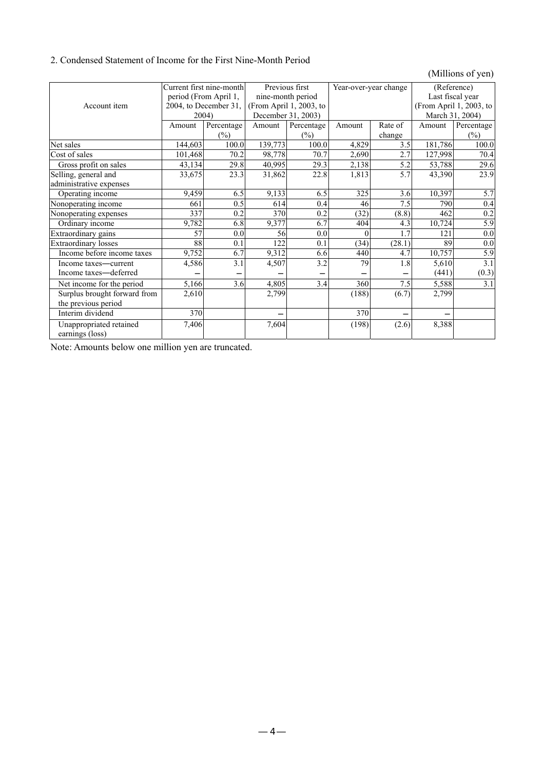2. Condensed Statement of Income for the First Nine-Month Period

(Millions of yen)

| Account item | Current first nine-month period (From April 1, 2004, to December 31, 2004) | | Previous first nine-month period (From April 1, 2003, to December 31, 2003) | | Year-over-year change | | (Reference) Last fiscal year (From April 1, 2003, to March 31, 2004) | |
|---|---|---|---|---|---|---|---|---|
| | Amount | Percentage (%) | Amount | Percentage (%) | Amount | Rate of change | Amount | Percentage (%) |
| Net sales | 144,603 | 100.0 | 139,773 | 100.0 | 4,829 | 3.5 | 181,786 | 100.0 |
| Cost of sales | 101,468 | 70.2 | 98,778 | 70.7 | 2,690 | 2.7 | 127,998 | 70.4 |
| Gross profit on sales | 43,134 | 29.8 | 40,995 | 29.3 | 2,138 | 5.2 | 53,788 | 29.6 |
| Selling, general and administrative expenses | 33,675 | 23.3 | 31,862 | 22.8 | 1,813 | 5.7 | 43,390 | 23.9 |
| Operating income | 9,459 | 6.5 | 9,133 | 6.5 | 325 | 3.6 | 10,397 | 5.7 |
| Nonoperating income | 661 | 0.5 | 614 | 0.4 | 46 | 7.5 | 790 | 0.4 |
| Nonoperating expenses | 337 | 0.2 | 370 | 0.2 | (32) | (8.8) | 462 | 0.2 |
| Ordinary income | 9,782 | 6.8 | 9,377 | 6.7 | 404 | 4.3 | 10,724 | 5.9 |
| Extraordinary gains | 57 | 0.0 | 56 | 0.0 | 0 | 1.7 | 121 | 0.0 |
| Extraordinary losses | 88 | 0.1 | 122 | 0.1 | (34) | (28.1) | 89 | 0.0 |
| Income before income taxes | 9,752 | 6.7 | 9,312 | 6.6 | 440 | 4.7 | 10,757 | 5.9 |
| Income taxes—current | 4,586 | 3.1 | 4,507 | 3.2 | 79 | 1.8 | 5,610 | 3.1 |
| Income taxes—deferred | – | – | – | – | – | – | (441) | (0.3) |
| Net income for the period | 5,166 | 3.6 | 4,805 | 3.4 | 360 | 7.5 | 5,588 | 3.1 |
| Surplus brought forward from the previous period | 2,610 | | 2,799 | | (188) | (6.7) | 2,799 | |
| Interim dividend | 370 | | – | | 370 | – | – | |
| Unappropriated retained earnings (loss) | 7,406 | | 7,604 | | (198) | (2.6) | 8,388 | |

Note: Amounts below one million yen are truncated.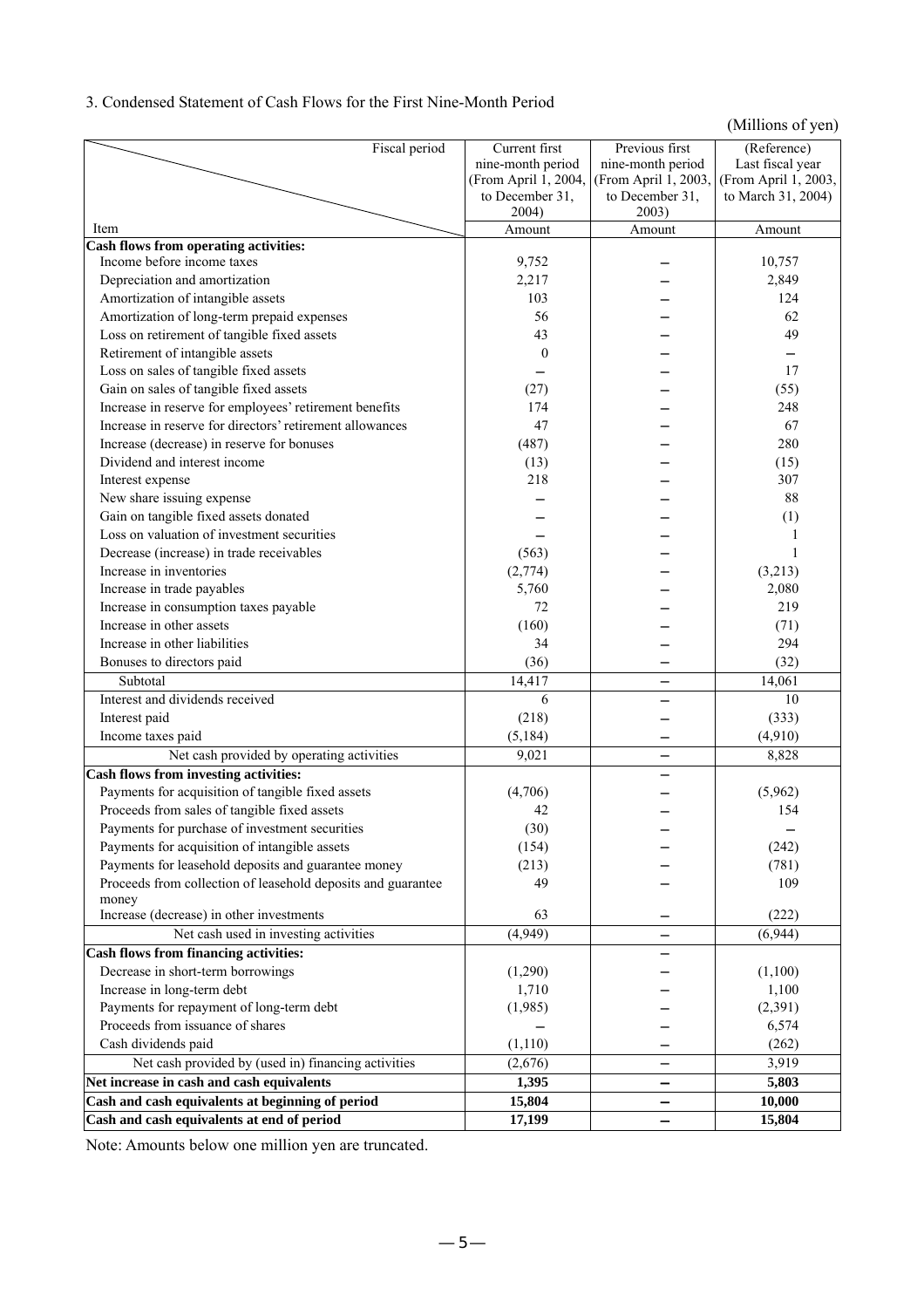## 3. Condensed Statement of Cash Flows for the First Nine-Month Period

(Millions of yen)

| Item \ Fiscal period | Current first nine-month period (From April 1, 2004, to December 31, 2004) | Previous first nine-month period (From April 1, 2003, to December 31, 2003) | (Reference) Last fiscal year (From April 1, 2003, to March 31, 2004) |
|---|---|---|---|
| | Amount | Amount | Amount |
| **Cash flows from operating activities:** | | | |
| Income before income taxes | 9,752 | – | 10,757 |
| Depreciation and amortization | 2,217 | – | 2,849 |
| Amortization of intangible assets | 103 | – | 124 |
| Amortization of long-term prepaid expenses | 56 | – | 62 |
| Loss on retirement of tangible fixed assets | 43 | – | 49 |
| Retirement of intangible assets | 0 | – | – |
| Loss on sales of tangible fixed assets | – | – | 17 |
| Gain on sales of tangible fixed assets | (27) | – | (55) |
| Increase in reserve for employees' retirement benefits | 174 | – | 248 |
| Increase in reserve for directors' retirement allowances | 47 | – | 67 |
| Increase (decrease) in reserve for bonuses | (487) | – | 280 |
| Dividend and interest income | (13) | – | (15) |
| Interest expense | 218 | – | 307 |
| New share issuing expense | – | – | 88 |
| Gain on tangible fixed assets donated | – | – | (1) |
| Loss on valuation of investment securities | – | – | 1 |
| Decrease (increase) in trade receivables | (563) | – | 1 |
| Increase in inventories | (2,774) | – | (3,213) |
| Increase in trade payables | 5,760 | – | 2,080 |
| Increase in consumption taxes payable | 72 | – | 219 |
| Increase in other assets | (160) | – | (71) |
| Increase in other liabilities | 34 | – | 294 |
| Bonuses to directors paid | (36) | – | (32) |
| Subtotal | 14,417 | – | 14,061 |
| Interest and dividends received | 6 | – | 10 |
| Interest paid | (218) | – | (333) |
| Income taxes paid | (5,184) | – | (4,910) |
| Net cash provided by operating activities | 9,021 | – | 8,828 |
| **Cash flows from investing activities:** | | – | |
| Payments for acquisition of tangible fixed assets | (4,706) | – | (5,962) |
| Proceeds from sales of tangible fixed assets | 42 | – | 154 |
| Payments for purchase of investment securities | (30) | – | – |
| Payments for acquisition of intangible assets | (154) | – | (242) |
| Payments for leasehold deposits and guarantee money | (213) | – | (781) |
| Proceeds from collection of leasehold deposits and guarantee money | 49 | – | 109 |
| Increase (decrease) in other investments | 63 | – | (222) |
| Net cash used in investing activities | (4,949) | – | (6,944) |
| **Cash flows from financing activities:** | | – | |
| Decrease in short-term borrowings | (1,290) | – | (1,100) |
| Increase in long-term debt | 1,710 | – | 1,100 |
| Payments for repayment of long-term debt | (1,985) | – | (2,391) |
| Proceeds from issuance of shares | – | – | 6,574 |
| Cash dividends paid | (1,110) | – | (262) |
| Net cash provided by (used in) financing activities | (2,676) | – | 3,919 |
| **Net increase in cash and cash equivalents** | **1,395** | **–** | **5,803** |
| **Cash and cash equivalents at beginning of period** | **15,804** | **–** | **10,000** |
| **Cash and cash equivalents at end of period** | **17,199** | **–** | **15,804** |

Note: Amounts below one million yen are truncated.